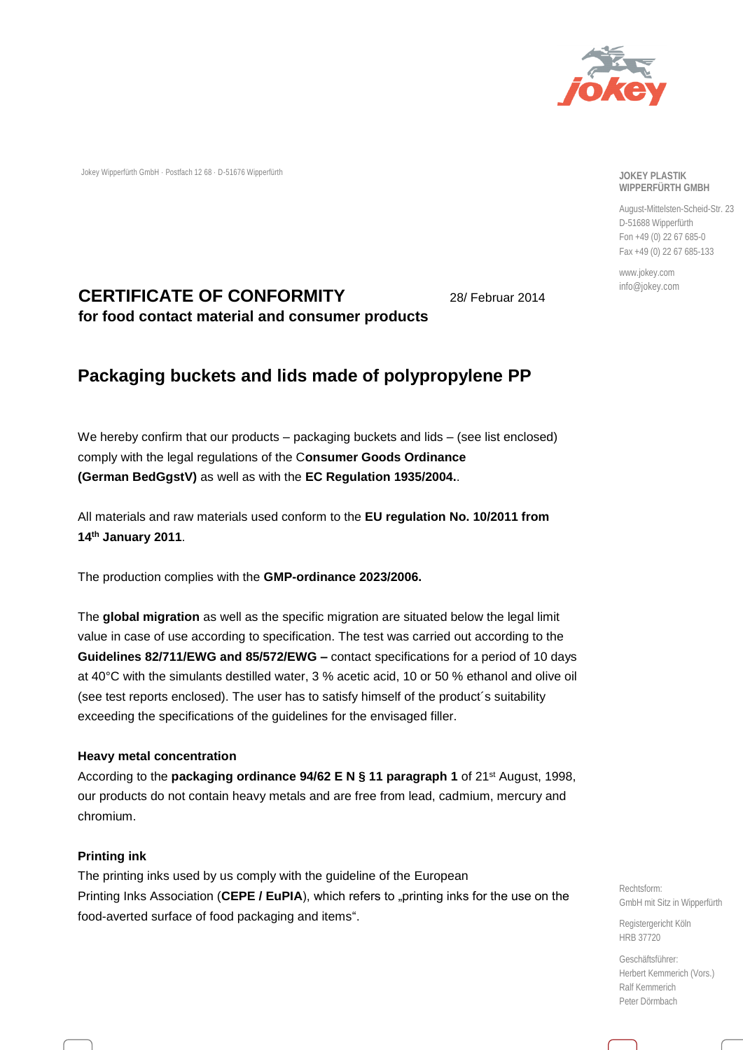Jokey Wipperfürth GmbH · Postfach 12 68 · D-51676 Wipperfürth

**JOKEY PLASTIK WIPPERFÜRTH GMBH**

August-Mittelsten-Scheid-Str. 23
D-51688 Wipperfürth
Fon +49 (0) 22 67 685-0
Fax +49 (0) 22 67 685-133

www.jokey.com
info@jokey.com

## CERTIFICATE OF CONFORMITY
### for food contact material and consumer products

28/ Februar 2014

## Packaging buckets and lids made of polypropylene PP

We hereby confirm that our products – packaging buckets and lids – (see list enclosed) comply with the legal regulations of the C**onsumer Goods Ordinance (German BedGgstV)** as well as with the **EC Regulation 1935/2004.**.

All materials and raw materials used conform to the **EU regulation No. 10/2011 from 14th January 2011**.

The production complies with the **GMP-ordinance 2023/2006.**

The **global migration** as well as the specific migration are situated below the legal limit value in case of use according to specification. The test was carried out according to the **Guidelines 82/711/EWG and 85/572/EWG –** contact specifications for a period of 10 days at 40°C with the simulants destilled water, 3 % acetic acid, 10 or 50 % ethanol and olive oil (see test reports enclosed). The user has to satisfy himself of the product´s suitability exceeding the specifications of the guidelines for the envisaged filler.

**Heavy metal concentration**

According to the **packaging ordinance 94/62 E N § 11 paragraph 1** of 21st August, 1998, our products do not contain heavy metals and are free from lead, cadmium, mercury and chromium.

**Printing ink**

The printing inks used by us comply with the guideline of the European Printing Inks Association (**CEPE / EuPIA**), which refers to „printing inks for the use on the food-averted surface of food packaging and items".

Rechtsform:
GmbH mit Sitz in Wipperfürth

Registergericht Köln
HRB 37720

Geschäftsführer:
Herbert Kemmerich (Vors.)
Ralf Kemmerich
Peter Dörmbach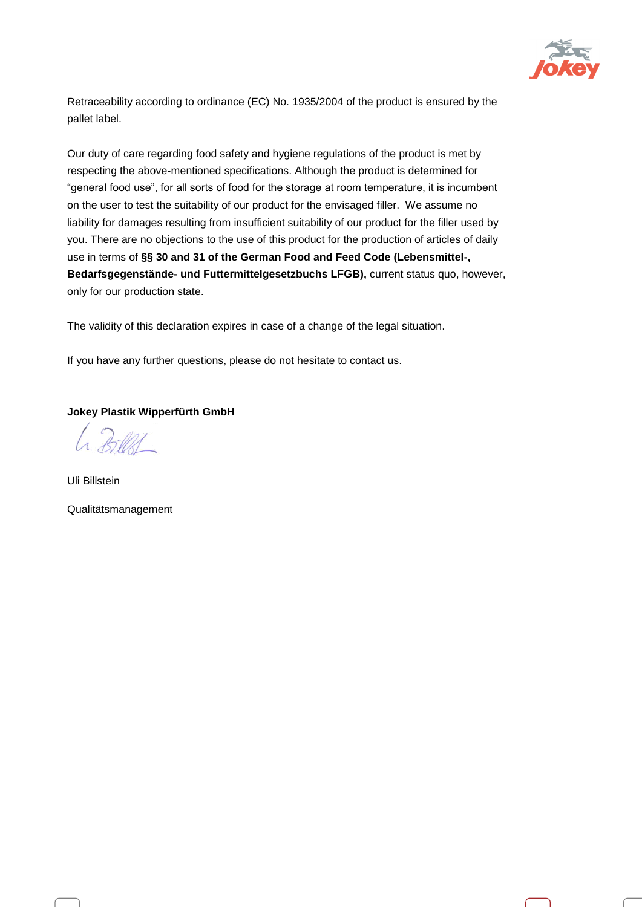Retraceability according to ordinance (EC) No. 1935/2004 of the product is ensured by the pallet label.

Our duty of care regarding food safety and hygiene regulations of the product is met by respecting the above-mentioned specifications. Although the product is determined for “general food use”, for all sorts of food for the storage at room temperature, it is incumbent on the user to test the suitability of our product for the envisaged filler. We assume no liability for damages resulting from insufficient suitability of our product for the filler used by you. There are no objections to the use of this product for the production of articles of daily use in terms of **§§ 30 and 31 of the German Food and Feed Code (Lebensmittel-, Bedarfsgegenstände- und Futtermittelgesetzbuchs LFGB),** current status quo, however, only for our production state.

The validity of this declaration expires in case of a change of the legal situation.

If you have any further questions, please do not hesitate to contact us.

**Jokey Plastik Wipperfürth GmbH**

Uli Billstein

Qualitätsmanagement